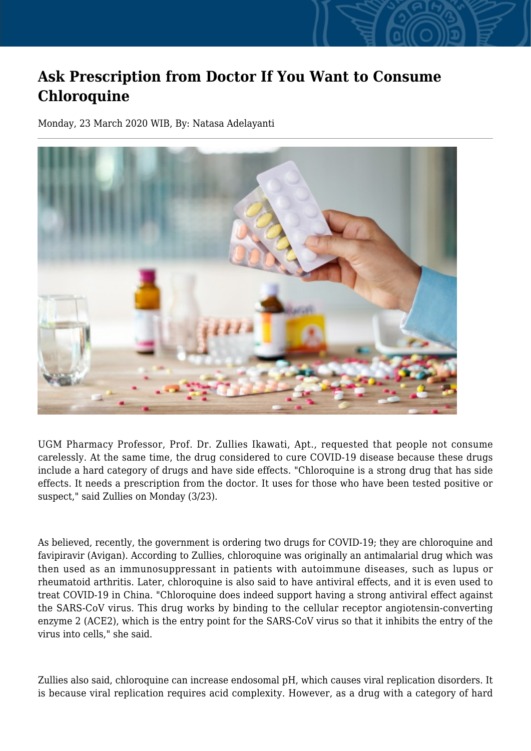# Ask Prescription from Doctor If You Want to Consume Chloroquine

Monday, 23 March 2020 WIB, By: Natasa Adelayanti

UGM Pharmacy Professor, Prof. Dr. Zullies Ikawati, Apt., requested that people not consume carelessly. At the same time, the drug considered to cure COVID-19 disease because these drugs include a hard category of drugs and have side effects. "Chloroquine is a strong drug that has side effects. It needs a prescription from the doctor. It uses for those who have been tested positive or suspect," said Zullies on Monday (3/23).

As believed, recently, the government is ordering two drugs for COVID-19; they are chloroquine and favipiravir (Avigan). According to Zullies, chloroquine was originally an antimalarial drug which was then used as an immunosuppressant in patients with autoimmune diseases, such as lupus or rheumatoid arthritis. Later, chloroquine is also said to have antiviral effects, and it is even used to treat COVID-19 in China. "Chloroquine does indeed support having a strong antiviral effect against the SARS-CoV virus. This drug works by binding to the cellular receptor angiotensin-converting enzyme 2 (ACE2), which is the entry point for the SARS-CoV virus so that it inhibits the entry of the virus into cells," she said.

Zullies also said, chloroquine can increase endosomal pH, which causes viral replication disorders. It is because viral replication requires acid complexity. However, as a drug with a category of hard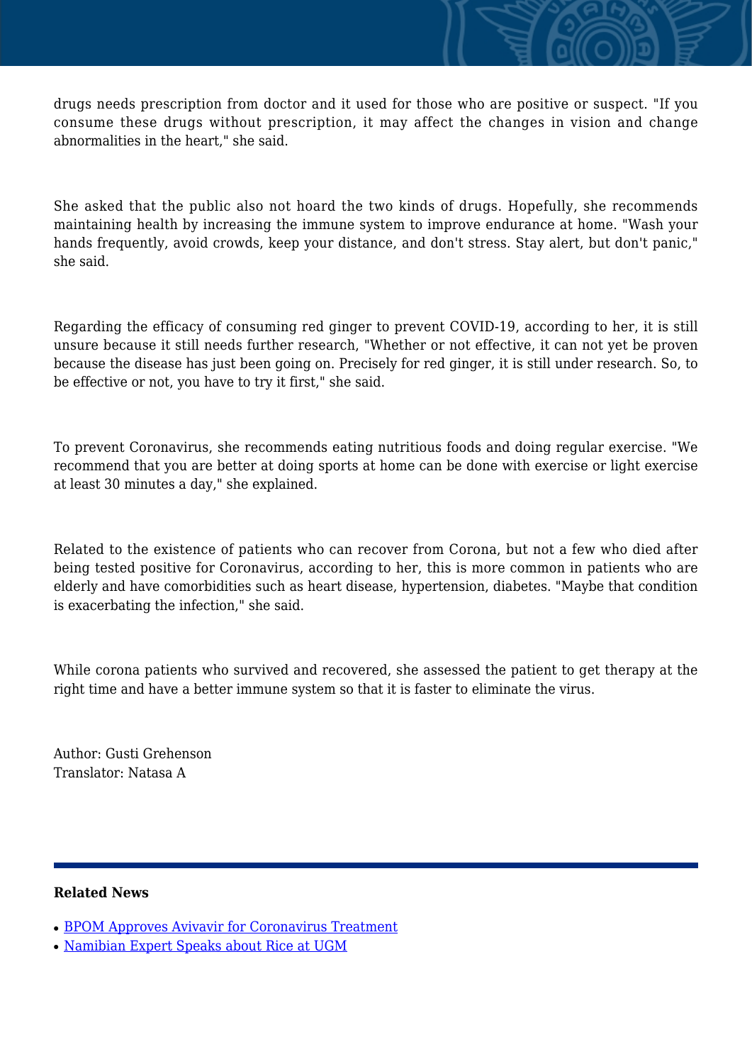drugs needs prescription from doctor and it used for those who are positive or suspect. "If you consume these drugs without prescription, it may affect the changes in vision and change abnormalities in the heart," she said.

She asked that the public also not hoard the two kinds of drugs. Hopefully, she recommends maintaining health by increasing the immune system to improve endurance at home. "Wash your hands frequently, avoid crowds, keep your distance, and don't stress. Stay alert, but don't panic," she said.

Regarding the efficacy of consuming red ginger to prevent COVID-19, according to her, it is still unsure because it still needs further research, "Whether or not effective, it can not yet be proven because the disease has just been going on. Precisely for red ginger, it is still under research. So, to be effective or not, you have to try it first," she said.

To prevent Coronavirus, she recommends eating nutritious foods and doing regular exercise. "We recommend that you are better at doing sports at home can be done with exercise or light exercise at least 30 minutes a day," she explained.

Related to the existence of patients who can recover from Corona, but not a few who died after being tested positive for Coronavirus, according to her, this is more common in patients who are elderly and have comorbidities such as heart disease, hypertension, diabetes. "Maybe that condition is exacerbating the infection," she said.

While corona patients who survived and recovered, she assessed the patient to get therapy at the right time and have a better immune system so that it is faster to eliminate the virus.

Author: Gusti Grehenson
Translator: Natasa A

---

**Related News**

- BPOM Approves Avivavir for Coronavirus Treatment
- Namibian Expert Speaks about Rice at UGM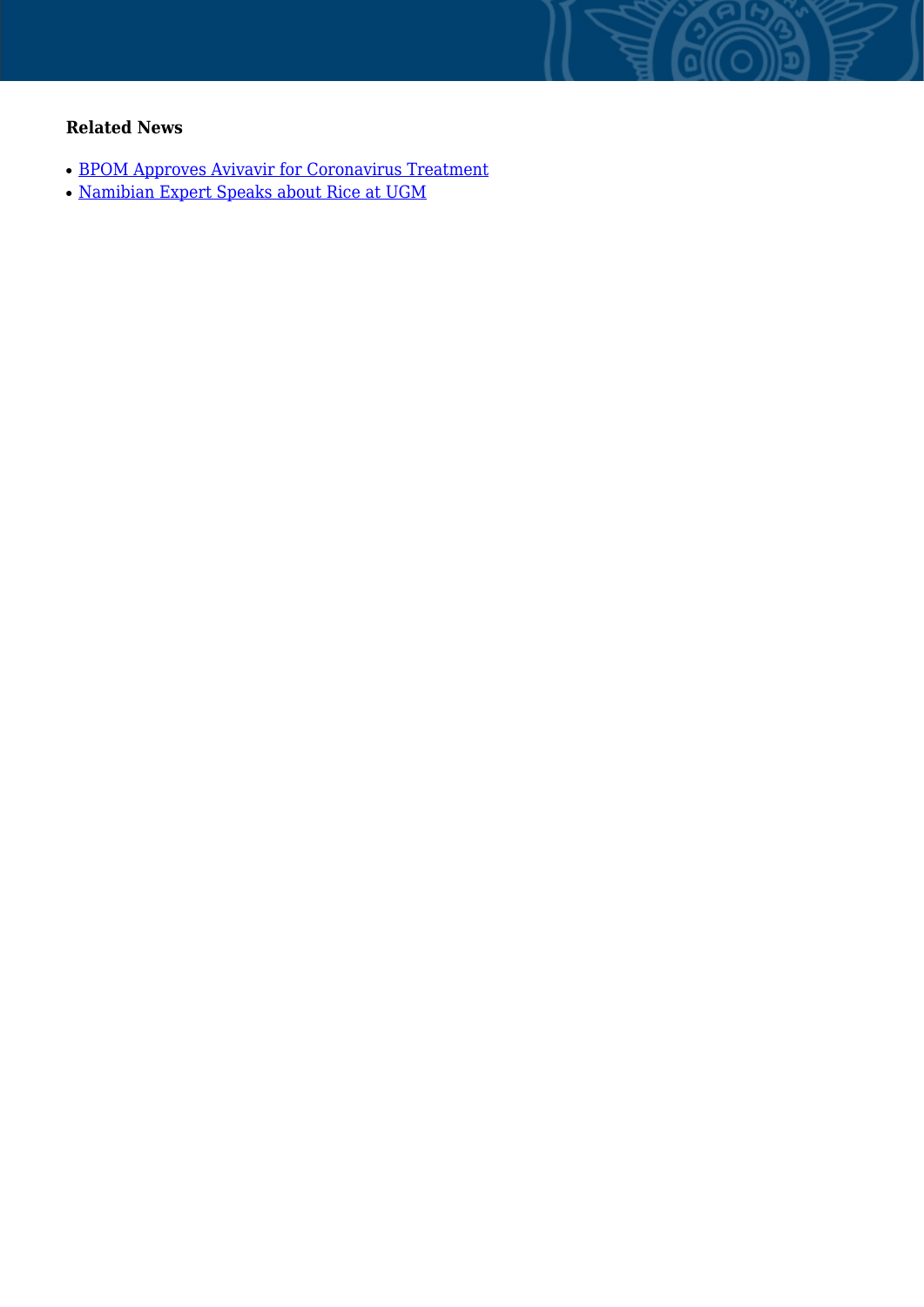### Related News

- BPOM Approves Avivavir for Coronavirus Treatment
- Namibian Expert Speaks about Rice at UGM